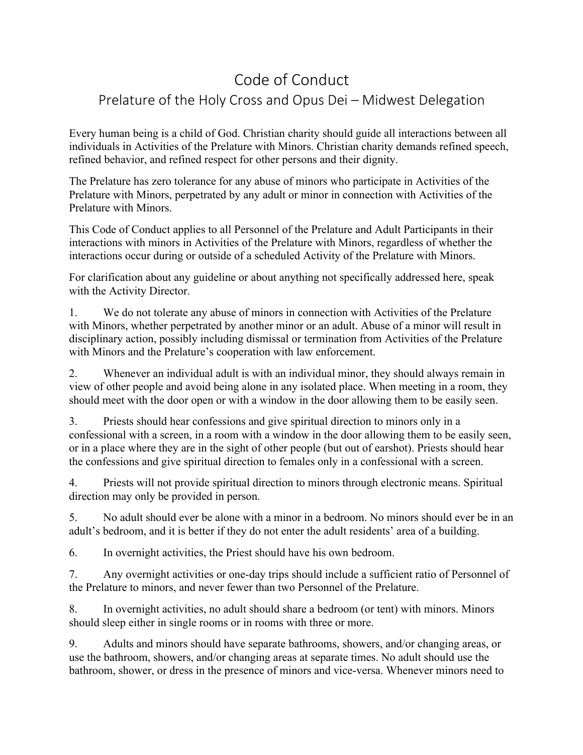# Code of Conduct

## Prelature of the Holy Cross and Opus Dei – Midwest Delegation

Every human being is a child of God. Christian charity should guide all interactions between all individuals in Activities of the Prelature with Minors. Christian charity demands refined speech, refined behavior, and refined respect for other persons and their dignity.

The Prelature has zero tolerance for any abuse of minors who participate in Activities of the Prelature with Minors, perpetrated by any adult or minor in connection with Activities of the Prelature with Minors.

This Code of Conduct applies to all Personnel of the Prelature and Adult Participants in their interactions with minors in Activities of the Prelature with Minors, regardless of whether the interactions occur during or outside of a scheduled Activity of the Prelature with Minors.

For clarification about any guideline or about anything not specifically addressed here, speak with the Activity Director.

1. We do not tolerate any abuse of minors in connection with Activities of the Prelature with Minors, whether perpetrated by another minor or an adult. Abuse of a minor will result in disciplinary action, possibly including dismissal or termination from Activities of the Prelature with Minors and the Prelature's cooperation with law enforcement.

2. Whenever an individual adult is with an individual minor, they should always remain in view of other people and avoid being alone in any isolated place. When meeting in a room, they should meet with the door open or with a window in the door allowing them to be easily seen.

3. Priests should hear confessions and give spiritual direction to minors only in a confessional with a screen, in a room with a window in the door allowing them to be easily seen, or in a place where they are in the sight of other people (but out of earshot). Priests should hear the confessions and give spiritual direction to females only in a confessional with a screen.

4. Priests will not provide spiritual direction to minors through electronic means. Spiritual direction may only be provided in person.

5. No adult should ever be alone with a minor in a bedroom. No minors should ever be in an adult's bedroom, and it is better if they do not enter the adult residents' area of a building.

6. In overnight activities, the Priest should have his own bedroom.

7. Any overnight activities or one-day trips should include a sufficient ratio of Personnel of the Prelature to minors, and never fewer than two Personnel of the Prelature.

8. In overnight activities, no adult should share a bedroom (or tent) with minors. Minors should sleep either in single rooms or in rooms with three or more.

9. Adults and minors should have separate bathrooms, showers, and/or changing areas, or use the bathroom, showers, and/or changing areas at separate times. No adult should use the bathroom, shower, or dress in the presence of minors and vice-versa. Whenever minors need to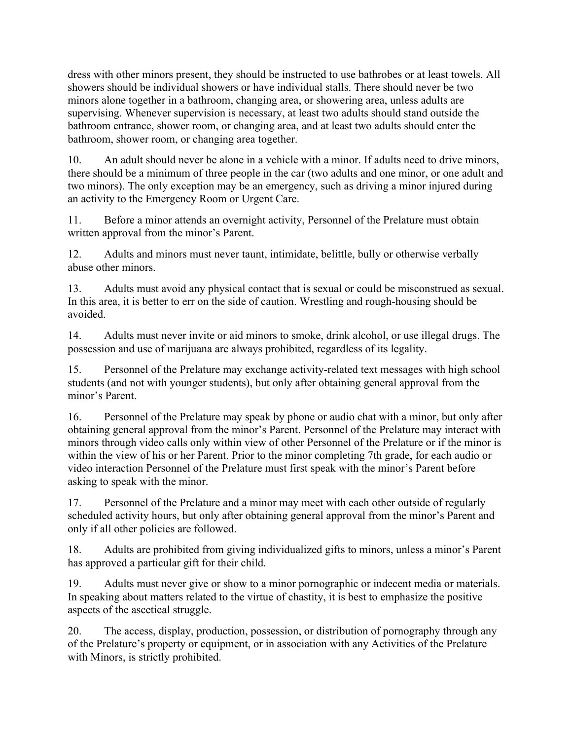dress with other minors present, they should be instructed to use bathrobes or at least towels. All showers should be individual showers or have individual stalls. There should never be two minors alone together in a bathroom, changing area, or showering area, unless adults are supervising. Whenever supervision is necessary, at least two adults should stand outside the bathroom entrance, shower room, or changing area, and at least two adults should enter the bathroom, shower room, or changing area together.

10. An adult should never be alone in a vehicle with a minor. If adults need to drive minors, there should be a minimum of three people in the car (two adults and one minor, or one adult and two minors). The only exception may be an emergency, such as driving a minor injured during an activity to the Emergency Room or Urgent Care.

11. Before a minor attends an overnight activity, Personnel of the Prelature must obtain written approval from the minor's Parent.

12. Adults and minors must never taunt, intimidate, belittle, bully or otherwise verbally abuse other minors.

13. Adults must avoid any physical contact that is sexual or could be misconstrued as sexual. In this area, it is better to err on the side of caution. Wrestling and rough-housing should be avoided.

14. Adults must never invite or aid minors to smoke, drink alcohol, or use illegal drugs. The possession and use of marijuana are always prohibited, regardless of its legality.

15. Personnel of the Prelature may exchange activity-related text messages with high school students (and not with younger students), but only after obtaining general approval from the minor's Parent.

16. Personnel of the Prelature may speak by phone or audio chat with a minor, but only after obtaining general approval from the minor's Parent. Personnel of the Prelature may interact with minors through video calls only within view of other Personnel of the Prelature or if the minor is within the view of his or her Parent. Prior to the minor completing 7th grade, for each audio or video interaction Personnel of the Prelature must first speak with the minor's Parent before asking to speak with the minor.

17. Personnel of the Prelature and a minor may meet with each other outside of regularly scheduled activity hours, but only after obtaining general approval from the minor's Parent and only if all other policies are followed.

18. Adults are prohibited from giving individualized gifts to minors, unless a minor's Parent has approved a particular gift for their child.

19. Adults must never give or show to a minor pornographic or indecent media or materials. In speaking about matters related to the virtue of chastity, it is best to emphasize the positive aspects of the ascetical struggle.

20. The access, display, production, possession, or distribution of pornography through any of the Prelature's property or equipment, or in association with any Activities of the Prelature with Minors, is strictly prohibited.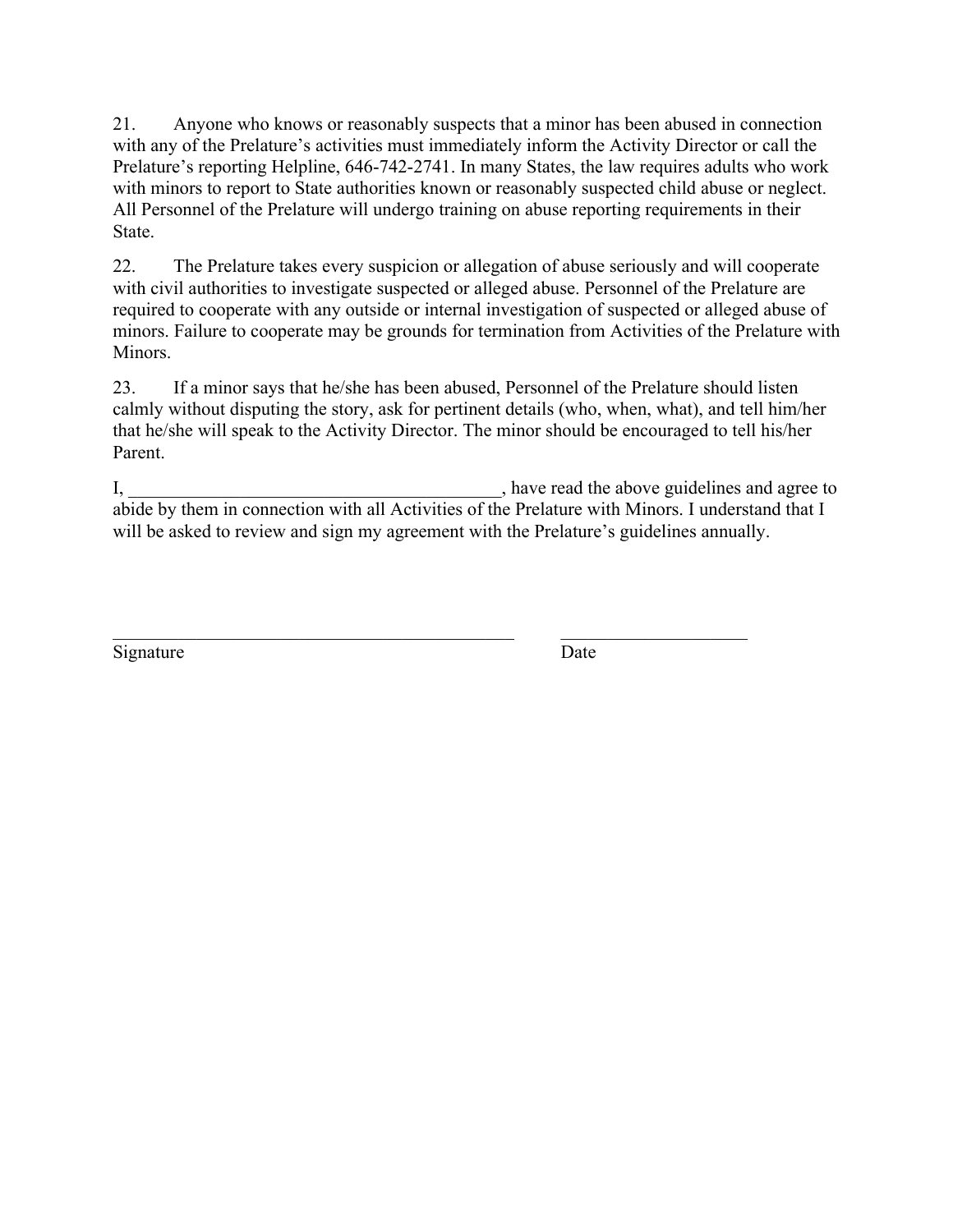21. Anyone who knows or reasonably suspects that a minor has been abused in connection with any of the Prelature's activities must immediately inform the Activity Director or call the Prelature's reporting Helpline, 646-742-2741. In many States, the law requires adults who work with minors to report to State authorities known or reasonably suspected child abuse or neglect. All Personnel of the Prelature will undergo training on abuse reporting requirements in their State.

22. The Prelature takes every suspicion or allegation of abuse seriously and will cooperate with civil authorities to investigate suspected or alleged abuse. Personnel of the Prelature are required to cooperate with any outside or internal investigation of suspected or alleged abuse of minors. Failure to cooperate may be grounds for termination from Activities of the Prelature with Minors.

23. If a minor says that he/she has been abused, Personnel of the Prelature should listen calmly without disputing the story, ask for pertinent details (who, when, what), and tell him/her that he/she will speak to the Activity Director. The minor should be encouraged to tell his/her Parent.

I, ________________________________________, have read the above guidelines and agree to abide by them in connection with all Activities of the Prelature with Minors. I understand that I will be asked to review and sign my agreement with the Prelature's guidelines annually.

______________________________________________ ____________________

Signature Date